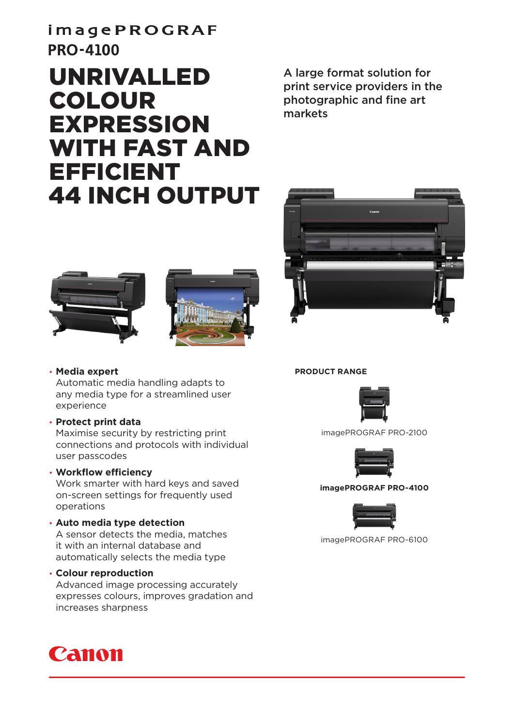# imagePROGRAF PRO-4100

# UNRIVALLED COLOUR EXPRESSION WITH FAST AND EFFICIENT 44 INCH OUTPUT

A large format solution for print service providers in the photographic and fine art markets

- **Media expert**
  Automatic media handling adapts to any media type for a streamlined user experience
- **Protect print data**
  Maximise security by restricting print connections and protocols with individual user passcodes
- **Workflow efficiency**
  Work smarter with hard keys and saved on-screen settings for frequently used operations
- **Auto media type detection**
  A sensor detects the media, matches it with an internal database and automatically selects the media type
- **Colour reproduction**
  Advanced image processing accurately expresses colours, improves gradation and increases sharpness

**PRODUCT RANGE**

imagePROGRAF PRO-2100

**imagePROGRAF PRO-4100**

imagePROGRAF PRO-6100

Canon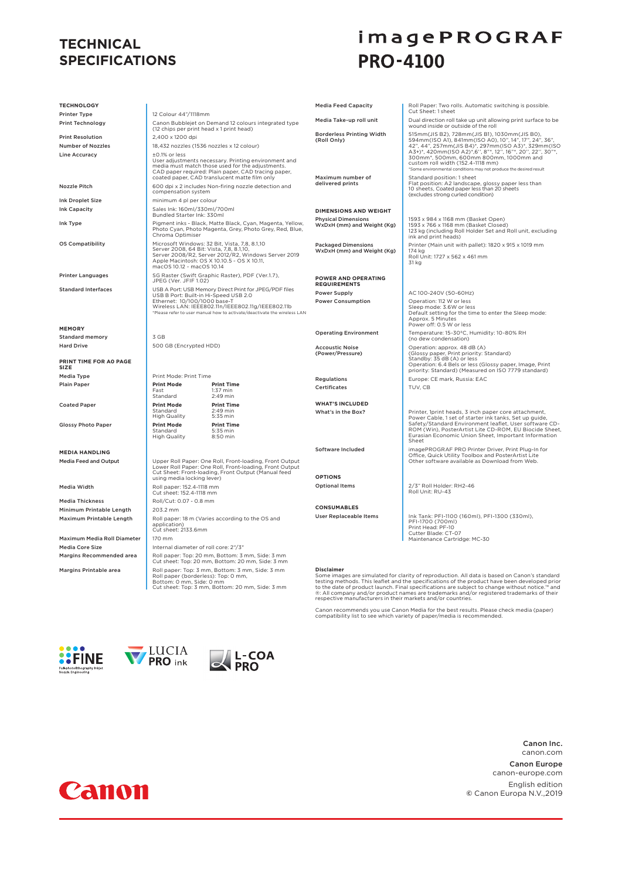# TECHNICAL SPECIFICATIONS

# imagePROGRAF PRO-4100

## TECHNOLOGY

| | |
|---|---|
| Printer Type | 12 Colour 44"/1118mm |
| Print Technology | Canon Bubblejet on Demand 12 colours integrated type (12 chips per print head x 1 print head) |
| Print Resolution | 2,400 x 1200 dpi |
| Number of Nozzles | 18,432 nozzles (1536 nozzles x 12 colour) |
| Line Accuracy | ±0.1% or less<br>User adjustments necessary. Printing environment and media must match those used for the adjustments.<br>CAD paper required: Plain paper, CAD tracing paper, coated paper, CAD translucent matte film only |
| Nozzle Pitch | 600 dpi x 2 includes Non-firing nozzle detection and compensation system |
| Ink Droplet Size | minimum 4 pl per colour |
| Ink Capacity | Sales Ink: 160ml/330ml/700ml<br>Bundled Starter Ink: 330ml |
| Ink Type | Pigment inks - Black, Matte Black, Cyan, Magenta, Yellow, Photo Cyan, Photo Magenta, Grey, Photo Grey, Red, Blue, Chroma Optimiser |
| OS Compatibility | Microsoft Windows: 32 Bit, Vista, 7,8, 8.1,10<br>Server 2008, 64 Bit: Vista, 7,8, 8.1,10,<br>Server 2008/R2, Server 2012/R2, Windows Server 2019<br>Apple Macintosh: OS X 10.10.5 - OS X 10.11, macOS 10.12 - macOS 10.14 |
| Printer Languages | SG Raster (Swift Graphic Raster), PDF (Ver.1.7), JPEG (Ver. JFIF 1.02) |
| Standard Interfaces | USB A Port: USB Memory Direct Print for JPEG/PDF files<br>USB B Port: Built-in Hi-Speed USB 2.0<br>Ethernet: 10/100/1000 base-T<br>Wireless LAN: IEEE802.11n/IEEE802.11g/IEEE802.11b<br>*Please refer to user manual how to activate/deactivate the wireless LAN |

## MEMORY

| | |
|---|---|
| Standard memory | 3 GB |
| Hard Drive | 500 GB (Encrypted HDD) |

## PRINT TIME FOR A0 PAGE SIZE

| Media Type | Print Mode | Print Time |
|---|---|---|
| Plain Paper | Fast | 1:37 min |
| | Standard | 2:49 min |
| Coated Paper | Standard | 2:49 min |
| | High Quality | 5:35 min |
| Glossy Photo Paper | Standard | 5:35 min |
| | High Quality | 8:50 min |

## MEDIA HANDLING

| | |
|---|---|
| Media Feed and Output | Upper Roll Paper: One Roll, Front-loading, Front Output<br>Lower Roll Paper: One Roll, Front-loading, Front Output<br>Cut Sheet: Front-loading, Front Output (Manual feed using media locking lever) |
| Media Width | Roll paper: 152.4-1118 mm<br>Cut sheet: 152.4-1118 mm |
| Media Thickness | Roll/Cut: 0.07 - 0.8 mm |
| Minimum Printable Length | 203.2 mm |
| Maximum Printable Length | Roll paper: 18 m (Varies according to the OS and application)<br>Cut sheet: 2133.6mm |
| Maximum Media Roll Diameter | 170 mm |
| Media Core Size | Internal diameter of roll core: 2"/3" |
| Margins Recommended area | Roll paper: Top: 20 mm, Bottom: 3 mm, Side: 3 mm<br>Cut sheet: Top: 20 mm, Bottom: 20 mm, Side: 3 mm |
| Margins Printable area | Roll paper: Top: 3 mm, Bottom: 3 mm, Side: 3 mm<br>Roll paper (borderless): Top: 0 mm, Bottom: 0 mm, Side: 0 mm<br>Cut sheet: Top: 3 mm, Bottom: 20 mm, Side: 3 mm |
| Media Feed Capacity | Roll Paper: Two rolls. Automatic switching is possible.<br>Cut Sheet: 1 sheet |
| Media Take-up roll unit | Dual direction roll take up unit allowing print surface to be wound inside or outside of the roll |
| Borderless Printing Width (Roll Only) | 515mm(JIS B2), 728mm(JIS B1), 1030mm(JIS B0), 594mm(ISO A1), 841mm(ISO A0), 10", 14", 17", 24", 36", 42", 44", 257mm(JIS B4)*, 297mm(ISO A3)*, 329mm(ISO A3+)*, 420mm(ISO A2)*,6'', 8''*, 12'', 16''*, 20'', 22'', 30''*, 300mm*, 500mm, 600mm 800mm, 1000mm and custom roll width (152.4-1118 mm)<br>*Some environmental conditions may not produce the desired result |
| Maximum number of delivered prints | Standard position: 1 sheet<br>Flat position: A2 landscape, glossy paper less than 10 sheets, Coated paper less than 20 sheets<br>(excludes strong curled condition) |

## DIMENSIONS AND WEIGHT

| | |
|---|---|
| Physical Dimensions WxDxH (mm) and Weight (Kg) | 1593 x 984 x 1168 mm (Basket Open)<br>1593 x 766 x 1168 mm (Basket Closed)<br>123 kg (including Roll Holder Set and Roll unit, excluding ink and print heads) |
| Packaged Dimensions WxDxH (mm) and Weight (Kg) | Printer (Main unit with pallet): 1820 x 915 x 1019 mm<br>174 kg<br>Roll Unit: 1727 x 562 x 461 mm<br>31 kg |

## POWER AND OPERATING REQUIREMENTS

| | |
|---|---|
| Power Supply | AC 100-240V (50-60Hz) |
| Power Consumption | Operation: 112 W or less<br>Sleep mode: 3.6W or less<br>Default setting for the time to enter the Sleep mode: Approx. 5 Minutes<br>Power off: 0.5 W or less |
| Operating Environment | Temperature: 15-30°C, Humidity: 10-80% RH (no dew condensation) |
| Accoustic Noise (Power/Pressure) | Operation: approx. 48 dB (A)<br>(Glossy paper, Print priority: Standard)<br>Standby: 35 dB (A) or less<br>Operation: 6.4 Bels or less (Glossy paper, Image, Print priority: Standard) (Measured on ISO 7779 standard) |
| Regulations | Europe: CE mark, Russia: EAC |
| Certificates | TUV, CB |

## WHAT'S INCLUDED

| | |
|---|---|
| What's in the Box? | Printer, 1print heads, 3 inch paper core attachment, Power Cable, 1 set of starter ink tanks, Set up guide, Safety/Standard Environment leaflet, User software CD-ROM (Win), PosterArtist Lite CD-ROM, EU Biocide Sheet, Eurasian Economic Union Sheet, Important Information Sheet |
| Software Included | imagePROGRAF PRO Printer Driver, Print Plug-In for Office, Quick Utility Toolbox and PosterArtist Lite<br>Other software available as Download from Web. |

## OPTIONS

| | |
|---|---|
| Optional Items | 2/3" Roll Holder: RH2-46<br>Roll Unit: RU-43 |

## CONSUMABLES

| | |
|---|---|
| User Replaceable Items | Ink Tank: PFI-1100 (160ml), PFI-1300 (330ml), PFI-1700 (700ml)<br>Print Head: PF-10<br>Cutter Blade: CT-07<br>Maintenance Cartridge: MC-30 |

**Disclaimer**
Some images are simulated for clarity of reproduction. All data is based on Canon's standard testing methods. This leaflet and the specifications of the product have been developed prior to the date of product launch. Final specifications are subject to change without notice.™ and ®: All company and/or product names are trademarks and/or registered trademarks of their respective manufacturers in their markets and/or countries.

Canon recommends you use Canon Media for the best results. Please check media (paper) compatibility list to see which variety of paper/media is recommended.

FINE Full-photolithography Inkjet Nozzle Engineering | LUCIA PRO ink | L-COA PRO

Canon

Canon Inc.
canon.com

Canon Europe
canon-europe.com

English edition
© Canon Europa N.V.,2019